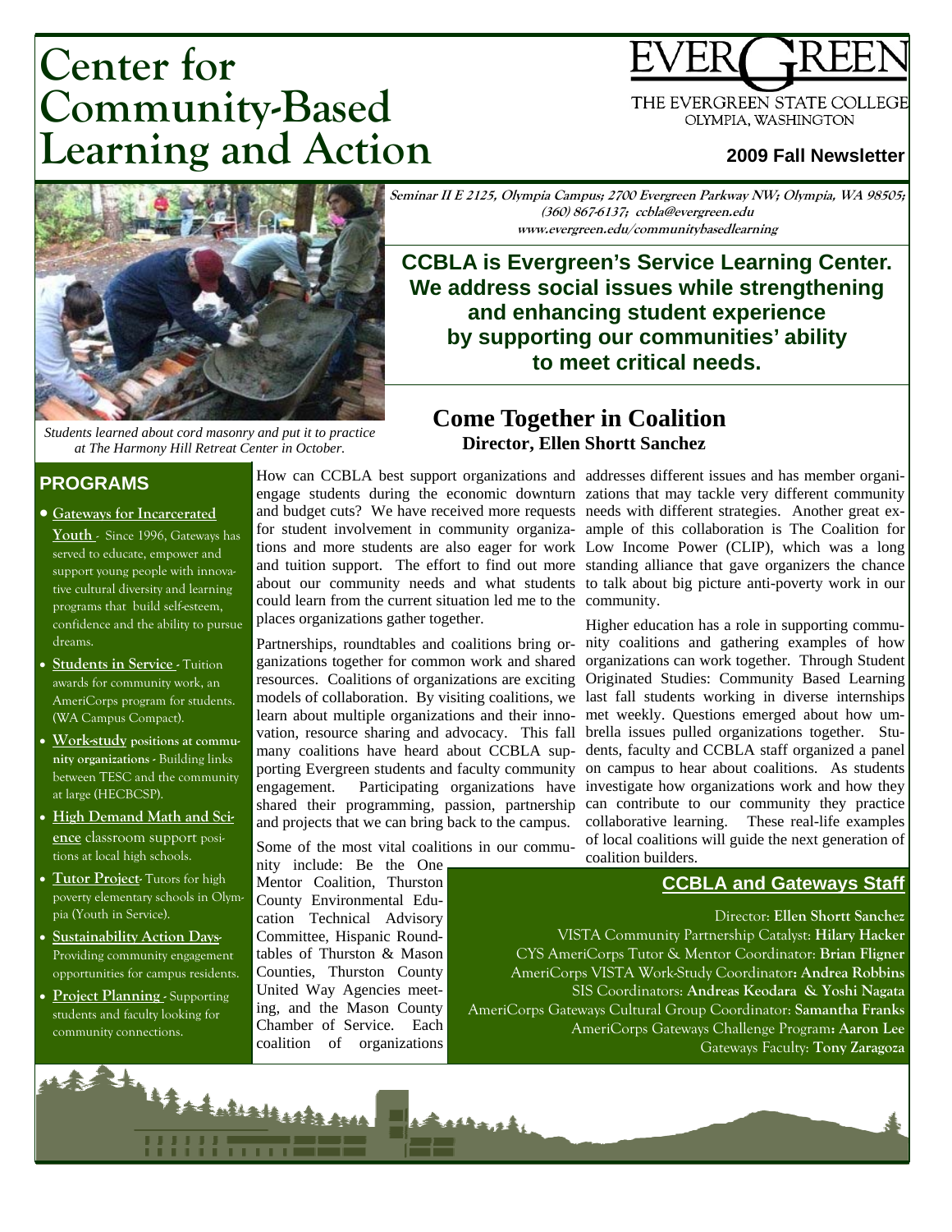# Center for Community-Based Learning and Action

EVERGREEN
THE EVERGREEN STATE COLLEGE
OLYMPIA, WASHINGTON

**2009 Fall Newsletter**

**Seminar II E 2125, Olympia Campus; 2700 Evergreen Parkway NW; Olympia, WA 98505; (360) 867-6137; ccbla@evergreen.edu**
**www.evergreen.edu/communitybasedlearning**

**CCBLA is Evergreen's Service Learning Center. We address social issues while strengthening and enhancing student experience by supporting our communities' ability to meet critical needs.**

*Students learned about cord masonry and put it to practice at The Harmony Hill Retreat Center in October.*

## PROGRAMS

- **Gateways for Incarcerated Youth** - Since 1996, Gateways has served to educate, empower and support young people with innovative cultural diversity and learning programs that build self-esteem, confidence and the ability to pursue dreams.
- **Students in Service** - Tuition awards for community work, an AmeriCorps program for students. (WA Campus Compact).
- **Work-study positions at community organizations** - Building links between TESC and the community at large (HECBCSP).
- **High Demand Math and Science** classroom support positions at local high schools.
- **Tutor Project**- Tutors for high poverty elementary schools in Olympia (Youth in Service).
- **Sustainability Action Days**- Providing community engagement opportunities for campus residents.
- **Project Planning** - Supporting students and faculty looking for community connections.

## Come Together in Coalition

### Director, Ellen Shortt Sanchez

How can CCBLA best support organizations and engage students during the economic downturn and budget cuts? We have received more requests for student involvement in community organizations and more students are also eager for work and tuition support. The effort to find out more about our community needs and what students could learn from the current situation led me to the places organizations gather together.

Partnerships, roundtables and coalitions bring organizations together for common work and shared resources. Coalitions of organizations are exciting models of collaboration. By visiting coalitions, we learn about multiple organizations and their innovation, resource sharing and advocacy. This fall many coalitions have heard about CCBLA supporting Evergreen students and faculty community engagement. Participating organizations have shared their programming, passion, partnership and projects that we can bring back to the campus.

Some of the most vital coalitions in our community include: Be the One Mentor Coalition, Thurston County Environmental Education Technical Advisory Committee, Hispanic Roundtables of Thurston & Mason Counties, Thurston County United Way Agencies meeting, and the Mason County Chamber of Service. Each coalition of organizations addresses different issues and has member organizations that may tackle very different community needs with different strategies. Another great example of this collaboration is The Coalition for Low Income Power (CLIP), which was a long standing alliance that gave organizers the chance to talk about big picture anti-poverty work in our community.

Higher education has a role in supporting community coalitions and gathering examples of how organizations can work together. Through Student Originated Studies: Community Based Learning last fall students working in diverse internships met weekly. Questions emerged about how umbrella issues pulled organizations together. Students, faculty and CCBLA staff organized a panel on campus to hear about coalitions. As students investigate how organizations work and how they can contribute to our community they practice collaborative learning. These real-life examples of local coalitions will guide the next generation of coalition builders.

## CCBLA and Gateways Staff

Director: **Ellen Shortt Sanchez**
VISTA Community Partnership Catalyst: **Hilary Hacker**
CYS AmeriCorps Tutor & Mentor Coordinator: **Brian Fligner**
AmeriCorps VISTA Work-Study Coordinator: **Andrea Robbins**
SIS Coordinators: **Andreas Keodara & Yoshi Nagata**
AmeriCorps Gateways Cultural Group Coordinator: **Samantha Franks**
AmeriCorps Gateways Challenge Program: **Aaron Lee**
Gateways Faculty: **Tony Zaragoza**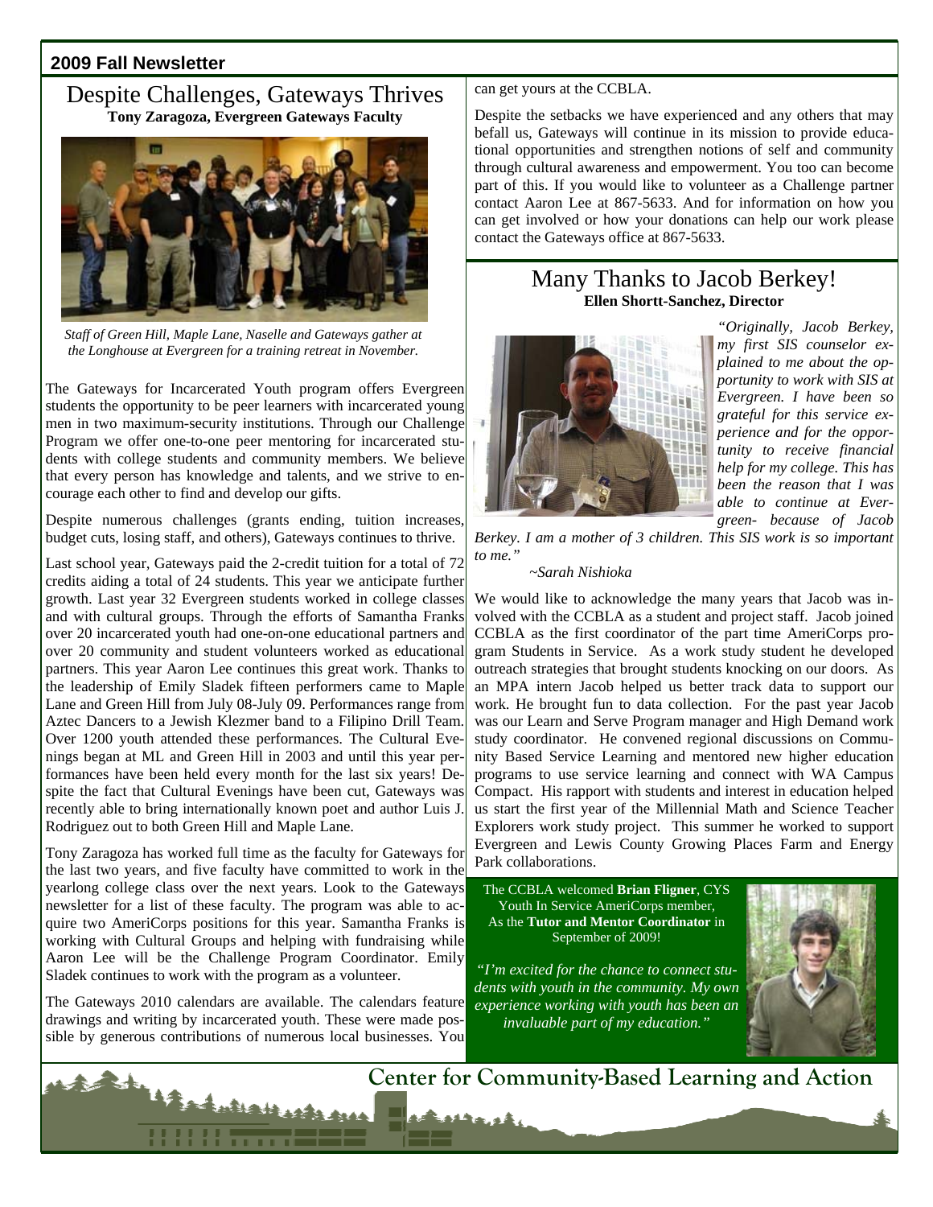2009 Fall Newsletter

## Despite Challenges, Gateways Thrives

**Tony Zaragoza, Evergreen Gateways Faculty**

*Staff of Green Hill, Maple Lane, Naselle and Gateways gather at the Longhouse at Evergreen for a training retreat in November.*

The Gateways for Incarcerated Youth program offers Evergreen students the opportunity to be peer learners with incarcerated young men in two maximum-security institutions. Through our Challenge Program we offer one-to-one peer mentoring for incarcerated students with college students and community members. We believe that every person has knowledge and talents, and we strive to encourage each other to find and develop our gifts.

Despite numerous challenges (grants ending, tuition increases, budget cuts, losing staff, and others), Gateways continues to thrive.

Last school year, Gateways paid the 2-credit tuition for a total of 72 credits aiding a total of 24 students. This year we anticipate further growth. Last year 32 Evergreen students worked in college classes and with cultural groups. Through the efforts of Samantha Franks over 20 incarcerated youth had one-on-one educational partners and over 20 community and student volunteers worked as educational partners. This year Aaron Lee continues this great work. Thanks to the leadership of Emily Sladek fifteen performers came to Maple Lane and Green Hill from July 08-July 09. Performances range from Aztec Dancers to a Jewish Klezmer band to a Filipino Drill Team. Over 1200 youth attended these performances. The Cultural Evenings began at ML and Green Hill in 2003 and until this year performances have been held every month for the last six years! Despite the fact that Cultural Evenings have been cut, Gateways was recently able to bring internationally known poet and author Luis J. Rodriguez out to both Green Hill and Maple Lane.

Tony Zaragoza has worked full time as the faculty for Gateways for the last two years, and five faculty have committed to work in the yearlong college class over the next years. Look to the Gateways newsletter for a list of these faculty. The program was able to acquire two AmeriCorps positions for this year. Samantha Franks is working with Cultural Groups and helping with fundraising while Aaron Lee will be the Challenge Program Coordinator. Emily Sladek continues to work with the program as a volunteer.

The Gateways 2010 calendars are available. The calendars feature drawings and writing by incarcerated youth. These were made possible by generous contributions of numerous local businesses. You can get yours at the CCBLA.

Despite the setbacks we have experienced and any others that may befall us, Gateways will continue in its mission to provide educational opportunities and strengthen notions of self and community through cultural awareness and empowerment. You too can become part of this. If you would like to volunteer as a Challenge partner contact Aaron Lee at 867-5633. And for information on how you can get involved or how your donations can help our work please contact the Gateways office at 867-5633.

## Many Thanks to Jacob Berkey!

**Ellen Shortt-Sanchez, Director**

*"Originally, Jacob Berkey, my first SIS counselor explained to me about the opportunity to work with SIS at Evergreen. I have been so grateful for this service experience and for the opportunity to receive financial help for my college. This has been the reason that I was able to continue at Evergreen- because of Jacob Berkey. I am a mother of 3 children. This SIS work is so important to me."*

*~Sarah Nishioka*

We would like to acknowledge the many years that Jacob was involved with the CCBLA as a student and project staff. Jacob joined CCBLA as the first coordinator of the part time AmeriCorps program Students in Service. As a work study student he developed outreach strategies that brought students knocking on our doors. As an MPA intern Jacob helped us better track data to support our work. He brought fun to data collection. For the past year Jacob was our Learn and Serve Program manager and High Demand work study coordinator. He convened regional discussions on Community Based Service Learning and mentored new higher education programs to use service learning and connect with WA Campus Compact. His rapport with students and interest in education helped us start the first year of the Millennial Math and Science Teacher Explorers work study project. This summer he worked to support Evergreen and Lewis County Growing Places Farm and Energy Park collaborations.

The CCBLA welcomed **Brian Fligner**, CYS Youth In Service AmeriCorps member, As the **Tutor and Mentor Coordinator** in September of 2009!

*"I'm excited for the chance to connect students with youth in the community. My own experience working with youth has been an invaluable part of my education."*

Center for Community-Based Learning and Action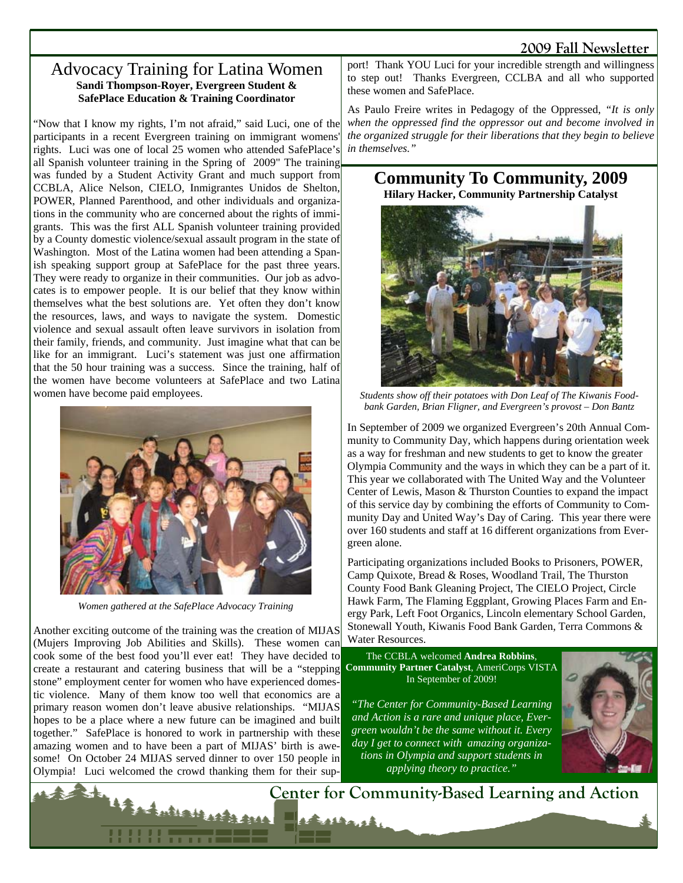## Advocacy Training for Latina Women

**Sandi Thompson-Royer, Evergreen Student & SafePlace Education & Training Coordinator**

"Now that I know my rights, I'm not afraid," said Luci, one of the participants in a recent Evergreen training on immigrant womens' rights. Luci was one of local 25 women who attended SafePlace's all Spanish volunteer training in the Spring of 2009" The training was funded by a Student Activity Grant and much support from CCBLA, Alice Nelson, CIELO, Inmigrantes Unidos de Shelton, POWER, Planned Parenthood, and other individuals and organizations in the community who are concerned about the rights of immigrants. This was the first ALL Spanish volunteer training provided by a County domestic violence/sexual assault program in the state of Washington. Most of the Latina women had been attending a Spanish speaking support group at SafePlace for the past three years. They were ready to organize in their communities. Our job as advocates is to empower people. It is our belief that they know within themselves what the best solutions are. Yet often they don't know the resources, laws, and ways to navigate the system. Domestic violence and sexual assault often leave survivors in isolation from their family, friends, and community. Just imagine what that can be like for an immigrant. Luci's statement was just one affirmation that the 50 hour training was a success. Since the training, half of the women have become volunteers at SafePlace and two Latina women have become paid employees.

*Women gathered at the SafePlace Advocacy Training*

Another exciting outcome of the training was the creation of MIJAS (Mujers Improving Job Abilities and Skills). These women can cook some of the best food you'll ever eat! They have decided to create a restaurant and catering business that will be a "stepping stone" employment center for women who have experienced domestic violence. Many of them know too well that economics are a primary reason women don't leave abusive relationships. "MIJAS hopes to be a place where a new future can be imagined and built together." SafePlace is honored to work in partnership with these amazing women and to have been a part of MIJAS' birth is awesome! On October 24 MIJAS served dinner to over 150 people in Olympia! Luci welcomed the crowd thanking them for their support! Thank YOU Luci for your incredible strength and willingness to step out! Thanks Evergreen, CCLBA and all who supported these women and SafePlace.

As Paulo Freire writes in Pedagogy of the Oppressed, *"It is only when the oppressed find the oppressor out and become involved in the organized struggle for their liberations that they begin to believe in themselves."*

## Community To Community, 2009

**Hilary Hacker, Community Partnership Catalyst**

*Students show off their potatoes with Don Leaf of The Kiwanis Foodbank Garden, Brian Fligner, and Evergreen's provost – Don Bantz*

In September of 2009 we organized Evergreen's 20th Annual Community to Community Day, which happens during orientation week as a way for freshman and new students to get to know the greater Olympia Community and the ways in which they can be a part of it. This year we collaborated with The United Way and the Volunteer Center of Lewis, Mason & Thurston Counties to expand the impact of this service day by combining the efforts of Community to Community Day and United Way's Day of Caring. This year there were over 160 students and staff at 16 different organizations from Evergreen alone.

Participating organizations included Books to Prisoners, POWER, Camp Quixote, Bread & Roses, Woodland Trail, The Thurston County Food Bank Gleaning Project, The CIELO Project, Circle Hawk Farm, The Flaming Eggplant, Growing Places Farm and Energy Park, Left Foot Organics, Lincoln elementary School Garden, Stonewall Youth, Kiwanis Food Bank Garden, Terra Commons & Water Resources.

The CCBLA welcomed **Andrea Robbins**, **Community Partner Catalyst**, AmeriCorps VISTA In September of 2009!

*"The Center for Community-Based Learning and Action is a rare and unique place, Evergreen wouldn't be the same without it. Every day I get to connect with amazing organizations in Olympia and support students in applying theory to practice."*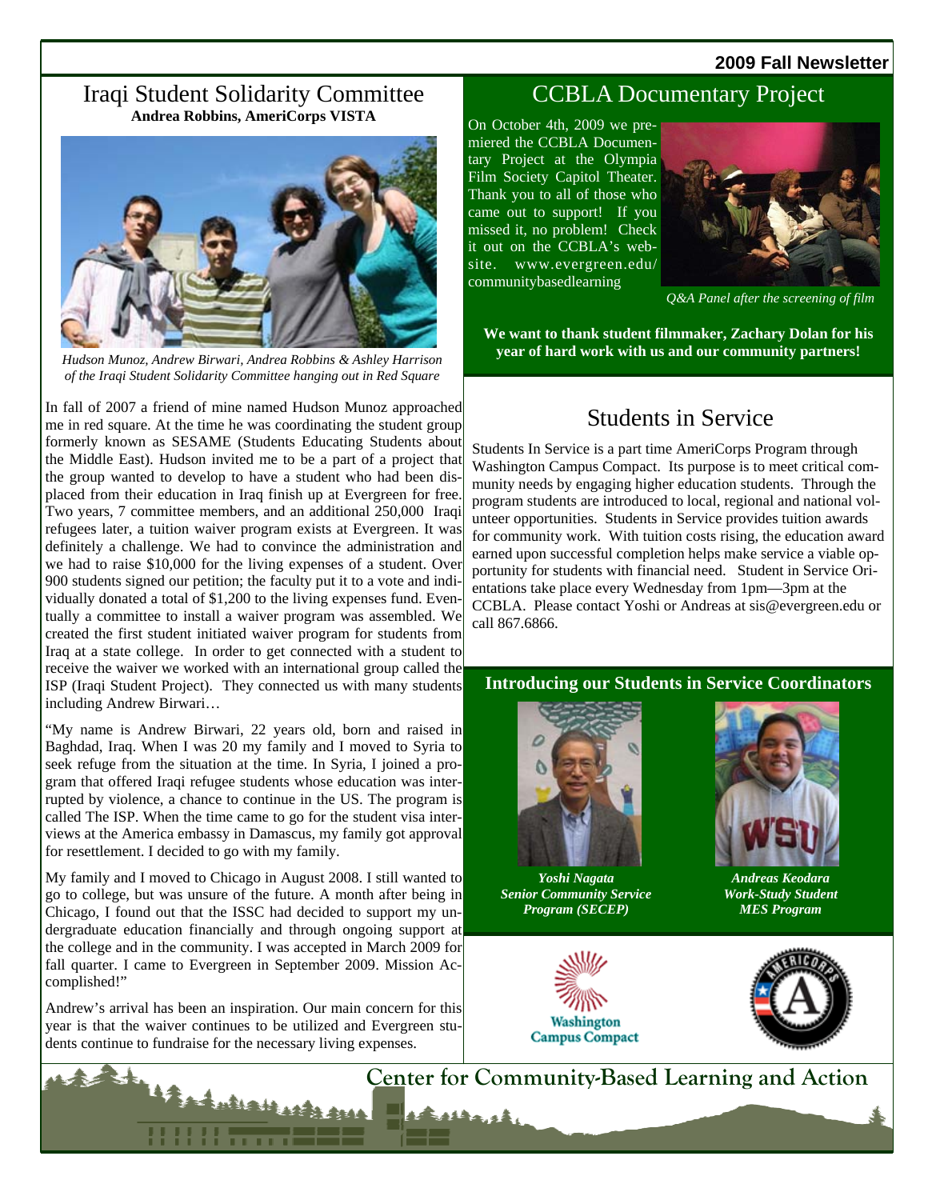## Iraqi Student Solidarity Committee

**Andrea Robbins, AmeriCorps VISTA**

*Hudson Munoz, Andrew Birwari, Andrea Robbins & Ashley Harrison of the Iraqi Student Solidarity Committee hanging out in Red Square*

In fall of 2007 a friend of mine named Hudson Munoz approached me in red square. At the time he was coordinating the student group formerly known as SESAME (Students Educating Students about the Middle East). Hudson invited me to be a part of a project that the group wanted to develop to have a student who had been displaced from their education in Iraq finish up at Evergreen for free. Two years, 7 committee members, and an additional 250,000 Iraqi refugees later, a tuition waiver program exists at Evergreen. It was definitely a challenge. We had to convince the administration and we had to raise $10,000 for the living expenses of a student. Over 900 students signed our petition; the faculty put it to a vote and individually donated a total of $1,200 to the living expenses fund. Eventually a committee to install a waiver program was assembled. We created the first student initiated waiver program for students from Iraq at a state college. In order to get connected with a student to receive the waiver we worked with an international group called the ISP (Iraqi Student Project). They connected us with many students including Andrew Birwari…

"My name is Andrew Birwari, 22 years old, born and raised in Baghdad, Iraq. When I was 20 my family and I moved to Syria to seek refuge from the situation at the time. In Syria, I joined a program that offered Iraqi refugee students whose education was interrupted by violence, a chance to continue in the US. The program is called The ISP. When the time came to go for the student visa interviews at the America embassy in Damascus, my family got approval for resettlement. I decided to go with my family.

My family and I moved to Chicago in August 2008. I still wanted to go to college, but was unsure of the future. A month after being in Chicago, I found out that the ISSC had decided to support my undergraduate education financially and through ongoing support at the college and in the community. I was accepted in March 2009 for fall quarter. I came to Evergreen in September 2009. Mission Accomplished!"

Andrew's arrival has been an inspiration. Our main concern for this year is that the waiver continues to be utilized and Evergreen students continue to fundraise for the necessary living expenses.

## CCBLA Documentary Project

On October 4th, 2009 we premiered the CCBLA Documentary Project at the Olympia Film Society Capitol Theater. Thank you to all of those who came out to support! If you missed it, no problem! Check it out on the CCBLA's website. www.evergreen.edu/communitybasedlearning

*Q&A Panel after the screening of film*

**We want to thank student filmmaker, Zachary Dolan for his year of hard work with us and our community partners!**

## Students in Service

Students In Service is a part time AmeriCorps Program through Washington Campus Compact. Its purpose is to meet critical community needs by engaging higher education students. Through the program students are introduced to local, regional and national volunteer opportunities. Students in Service provides tuition awards for community work. With tuition costs rising, the education award earned upon successful completion helps make service a viable opportunity for students with financial need. Student in Service Orientations take place every Wednesday from 1pm—3pm at the CCBLA. Please contact Yoshi or Andreas at sis@evergreen.edu or call 867.6866.

### Introducing our Students in Service Coordinators

***Yoshi Nagata***
***Senior Community Service Program (SECEP)***

***Andreas Keodara***
***Work-Study Student***
***MES Program***

Washington Campus Compact

**Center for Community-Based Learning and Action**